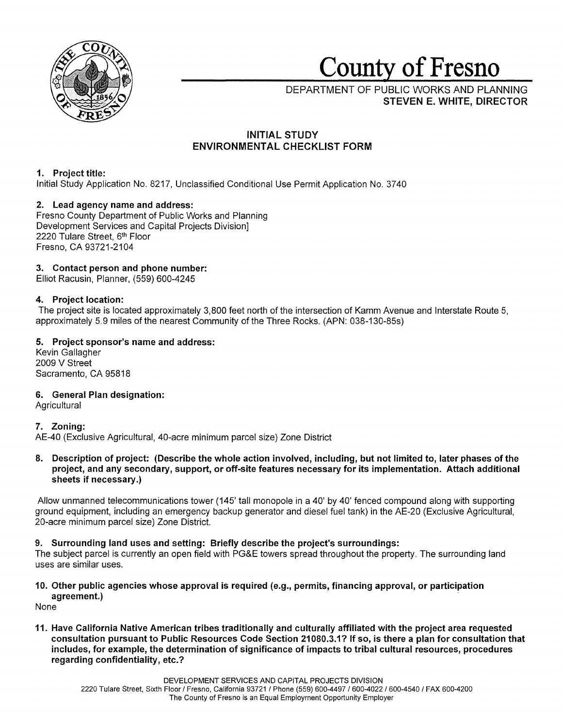# County of Fresno

DEPARTMENT OF PUBLIC WORKS AND PLANNING
**STEVEN E. WHITE, DIRECTOR**

## INITIAL STUDY
## ENVIRONMENTAL CHECKLIST FORM

**1. Project title:**
Initial Study Application No. 8217, Unclassified Conditional Use Permit Application No. 3740

**2. Lead agency name and address:**
Fresno County Department of Public Works and Planning
Development Services and Capital Projects Division]
2220 Tulare Street, 6th Floor
Fresno, CA 93721-2104

**3. Contact person and phone number:**
Elliot Racusin, Planner, (559) 600-4245

**4. Project location:**
The project site is located approximately 3,800 feet north of the intersection of Kamm Avenue and Interstate Route 5, approximately 5.9 miles of the nearest Community of the Three Rocks. (APN: 038-130-85s)

**5. Project sponsor's name and address:**
Kevin Gallagher
2009 V Street
Sacramento, CA 95818

**6. General Plan designation:**
Agricultural

**7. Zoning:**
AE-40 (Exclusive Agricultural, 40-acre minimum parcel size) Zone District

**8. Description of project: (Describe the whole action involved, including, but not limited to, later phases of the project, and any secondary, support, or off-site features necessary for its implementation. Attach additional sheets if necessary.)**

Allow unmanned telecommunications tower (145' tall monopole in a 40' by 40' fenced compound along with supporting ground equipment, including an emergency backup generator and diesel fuel tank) in the AE-20 (Exclusive Agricultural, 20-acre minimum parcel size) Zone District.

**9. Surrounding land uses and setting: Briefly describe the project's surroundings:**
The subject parcel is currently an open field with PG&E towers spread throughout the property. The surrounding land uses are similar uses.

**10. Other public agencies whose approval is required (e.g., permits, financing approval, or participation agreement.)**
None

**11. Have California Native American tribes traditionally and culturally affiliated with the project area requested consultation pursuant to Public Resources Code Section 21080.3.1? If so, is there a plan for consultation that includes, for example, the determination of significance of impacts to tribal cultural resources, procedures regarding confidentiality, etc.?**

DEVELOPMENT SERVICES AND CAPITAL PROJECTS DIVISION
2220 Tulare Street, Sixth Floor / Fresno, California 93721 / Phone (559) 600-4497 / 600-4022 / 600-4540 / FAX 600-4200
The County of Fresno is an Equal Employment Opportunity Employer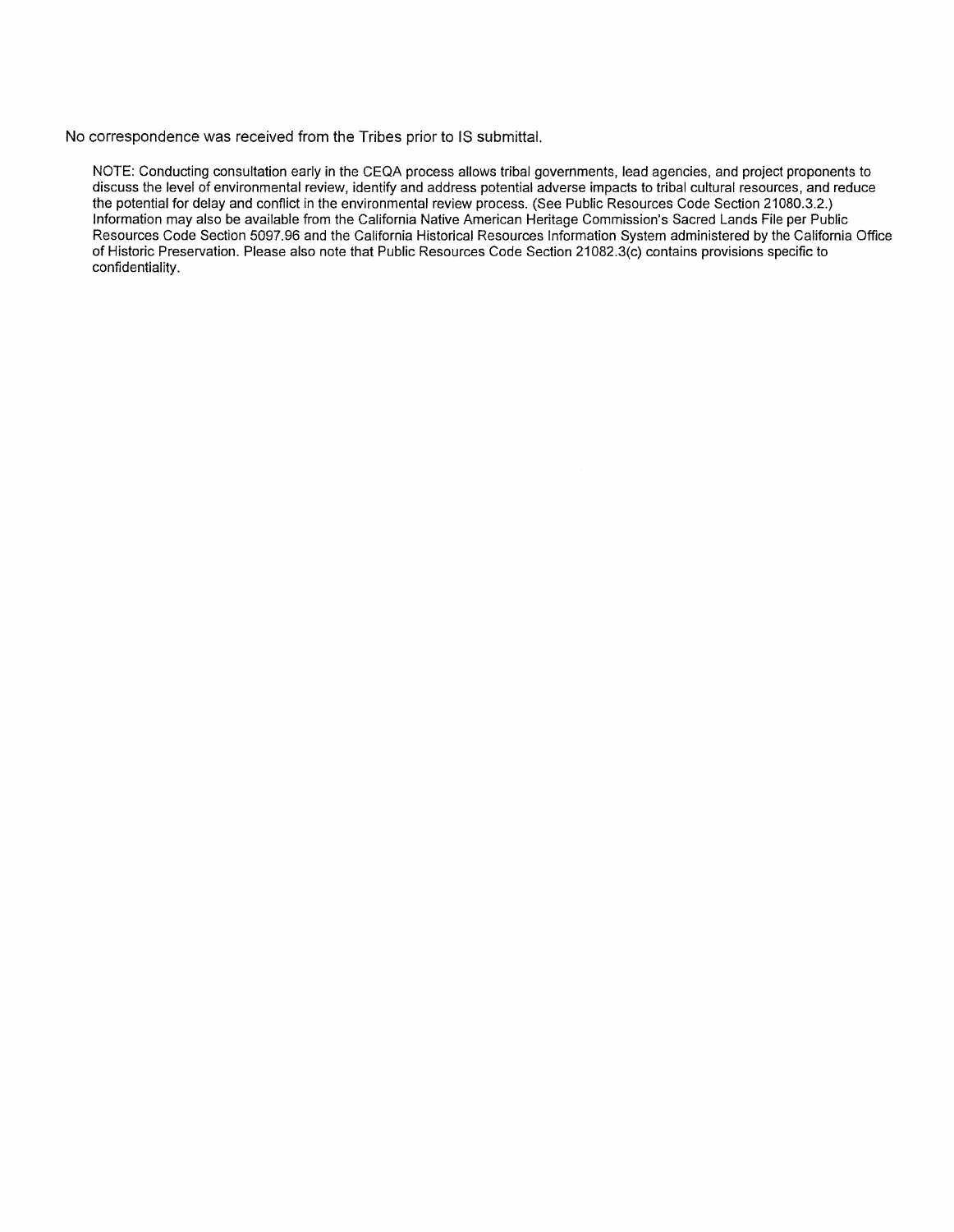No correspondence was received from the Tribes prior to IS submittal.

NOTE: Conducting consultation early in the CEQA process allows tribal governments, lead agencies, and project proponents to discuss the level of environmental review, identify and address potential adverse impacts to tribal cultural resources, and reduce the potential for delay and conflict in the environmental review process. (See Public Resources Code Section 21080.3.2.) Information may also be available from the California Native American Heritage Commission's Sacred Lands File per Public Resources Code Section 5097.96 and the California Historical Resources Information System administered by the California Office of Historic Preservation. Please also note that Public Resources Code Section 21082.3(c) contains provisions specific to confidentiality.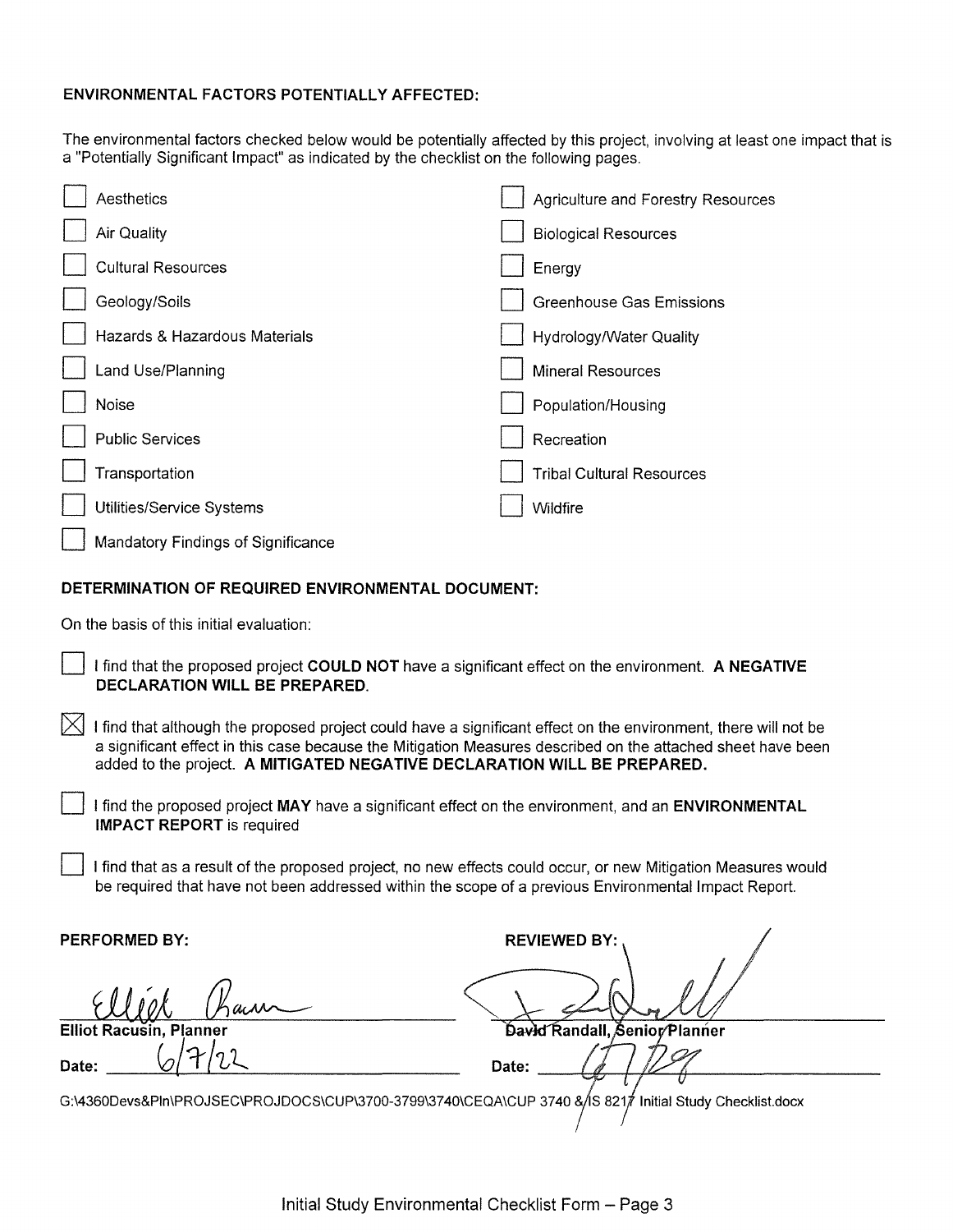**ENVIRONMENTAL FACTORS POTENTIALLY AFFECTED:**

The environmental factors checked below would be potentially affected by this project, involving at least one impact that is a "Potentially Significant Impact" as indicated by the checklist on the following pages.

- ☐ Aesthetics
- ☐ Agriculture and Forestry Resources
- ☐ Air Quality
- ☐ Biological Resources
- ☐ Cultural Resources
- ☐ Energy
- ☐ Geology/Soils
- ☐ Greenhouse Gas Emissions
- ☐ Hazards & Hazardous Materials
- ☐ Hydrology/Water Quality
- ☐ Land Use/Planning
- ☐ Mineral Resources
- ☐ Noise
- ☐ Population/Housing
- ☐ Public Services
- ☐ Recreation
- ☐ Transportation
- ☐ Tribal Cultural Resources
- ☐ Utilities/Service Systems
- ☐ Wildfire
- ☐ Mandatory Findings of Significance

**DETERMINATION OF REQUIRED ENVIRONMENTAL DOCUMENT:**

On the basis of this initial evaluation:

☐ I find that the proposed project **COULD NOT** have a significant effect on the environment. **A NEGATIVE DECLARATION WILL BE PREPARED.**

☒ I find that although the proposed project could have a significant effect on the environment, there will not be a significant effect in this case because the Mitigation Measures described on the attached sheet have been added to the project. **A MITIGATED NEGATIVE DECLARATION WILL BE PREPARED.**

☐ I find the proposed project **MAY** have a significant effect on the environment, and an **ENVIRONMENTAL IMPACT REPORT** is required

☐ I find that as a result of the proposed project, no new effects could occur, or new Mitigation Measures would be required that have not been addressed within the scope of a previous Environmental Impact Report.

| **PERFORMED BY:** | **REVIEWED BY:** |
|---|---|
| *Elliot Racusin* | *[signature]* |
| **Elliot Racusin, Planner** | **David Randall, Senior Planner** |
| Date: 6/7/22 | Date: 6/7/22 |

G:\4360Devs&Pln\PROJSEC\PROJDOCS\CUP\3700-3799\3740\CEQA\CUP 3740 & IS 8217 Initial Study Checklist.docx

Initial Study Environmental Checklist Form – Page 3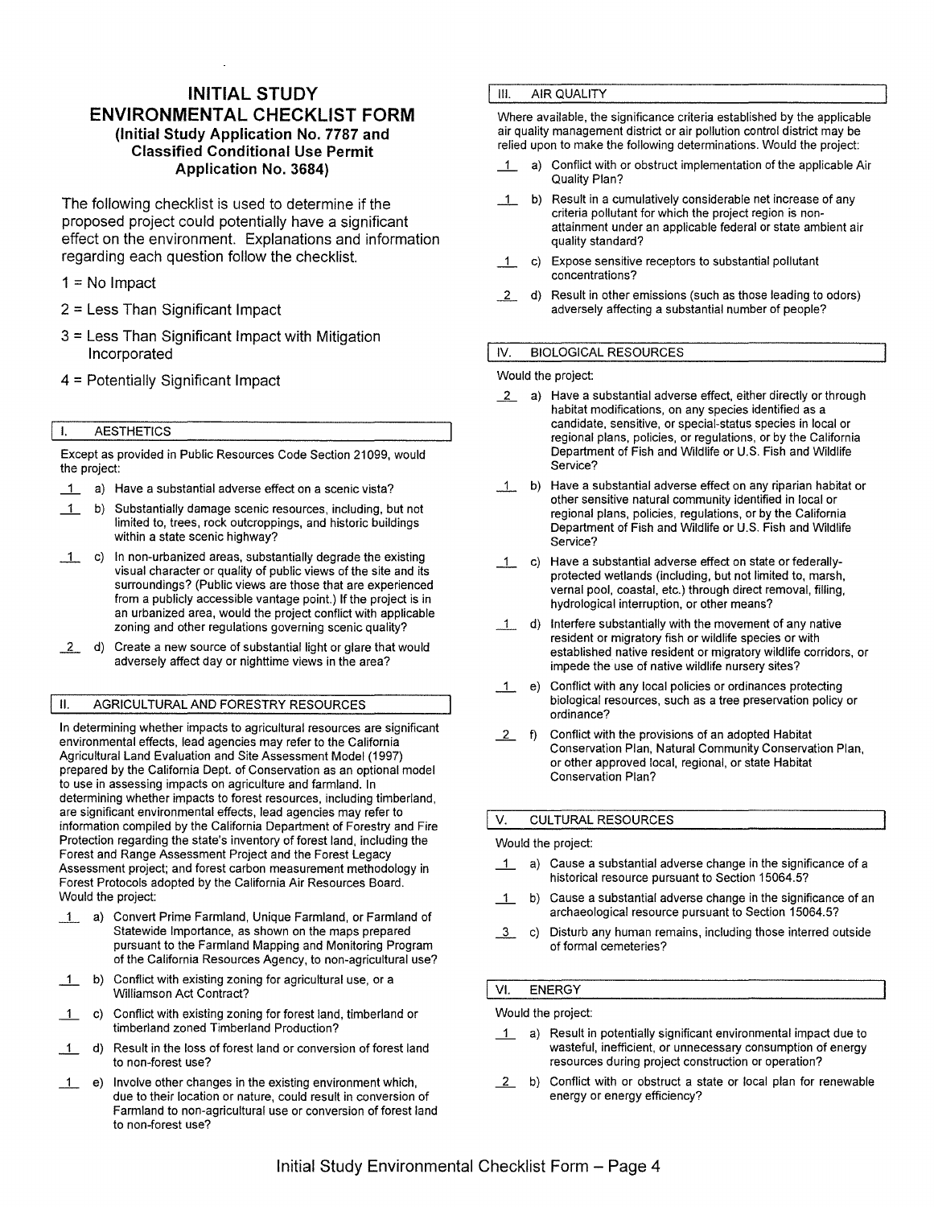# INITIAL STUDY ENVIRONMENTAL CHECKLIST FORM

**(Initial Study Application No. 7787 and Classified Conditional Use Permit Application No. 3684)**

The following checklist is used to determine if the proposed project could potentially have a significant effect on the environment. Explanations and information regarding each question follow the checklist.

1 = No Impact

2 = Less Than Significant Impact

3 = Less Than Significant Impact with Mitigation Incorporated

4 = Potentially Significant Impact

## I. AESTHETICS

Except as provided in Public Resources Code Section 21099, would the project:

_1_ a) Have a substantial adverse effect on a scenic vista?

_1_ b) Substantially damage scenic resources, including, but not limited to, trees, rock outcroppings, and historic buildings within a state scenic highway?

_1_ c) In non-urbanized areas, substantially degrade the existing visual character or quality of public views of the site and its surroundings? (Public views are those that are experienced from a publicly accessible vantage point.) If the project is in an urbanized area, would the project conflict with applicable zoning and other regulations governing scenic quality?

_2_ d) Create a new source of substantial light or glare that would adversely affect day or nighttime views in the area?

## II. AGRICULTURAL AND FORESTRY RESOURCES

In determining whether impacts to agricultural resources are significant environmental effects, lead agencies may refer to the California Agricultural Land Evaluation and Site Assessment Model (1997) prepared by the California Dept. of Conservation as an optional model to use in assessing impacts on agriculture and farmland. In determining whether impacts to forest resources, including timberland, are significant environmental effects, lead agencies may refer to information compiled by the California Department of Forestry and Fire Protection regarding the state's inventory of forest land, including the Forest and Range Assessment Project and the Forest Legacy Assessment project; and forest carbon measurement methodology in Forest Protocols adopted by the California Air Resources Board. Would the project:

_1_ a) Convert Prime Farmland, Unique Farmland, or Farmland of Statewide Importance, as shown on the maps prepared pursuant to the Farmland Mapping and Monitoring Program of the California Resources Agency, to non-agricultural use?

_1_ b) Conflict with existing zoning for agricultural use, or a Williamson Act Contract?

_1_ c) Conflict with existing zoning for forest land, timberland or timberland zoned Timberland Production?

_1_ d) Result in the loss of forest land or conversion of forest land to non-forest use?

_1_ e) Involve other changes in the existing environment which, due to their location or nature, could result in conversion of Farmland to non-agricultural use or conversion of forest land to non-forest use?

## III. AIR QUALITY

Where available, the significance criteria established by the applicable air quality management district or air pollution control district may be relied upon to make the following determinations. Would the project:

_1_ a) Conflict with or obstruct implementation of the applicable Air Quality Plan?

_1_ b) Result in a cumulatively considerable net increase of any criteria pollutant for which the project region is non-attainment under an applicable federal or state ambient air quality standard?

_1_ c) Expose sensitive receptors to substantial pollutant concentrations?

_2_ d) Result in other emissions (such as those leading to odors) adversely affecting a substantial number of people?

## IV. BIOLOGICAL RESOURCES

Would the project:

_2_ a) Have a substantial adverse effect, either directly or through habitat modifications, on any species identified as a candidate, sensitive, or special-status species in local or regional plans, policies, or regulations, or by the California Department of Fish and Wildlife or U.S. Fish and Wildlife Service?

_1_ b) Have a substantial adverse effect on any riparian habitat or other sensitive natural community identified in local or regional plans, policies, regulations, or by the California Department of Fish and Wildlife or U.S. Fish and Wildlife Service?

_1_ c) Have a substantial adverse effect on state or federally-protected wetlands (including, but not limited to, marsh, vernal pool, coastal, etc.) through direct removal, filling, hydrological interruption, or other means?

_1_ d) Interfere substantially with the movement of any native resident or migratory fish or wildlife species or with established native resident or migratory wildlife corridors, or impede the use of native wildlife nursery sites?

_1_ e) Conflict with any local policies or ordinances protecting biological resources, such as a tree preservation policy or ordinance?

_2_ f) Conflict with the provisions of an adopted Habitat Conservation Plan, Natural Community Conservation Plan, or other approved local, regional, or state Habitat Conservation Plan?

## V. CULTURAL RESOURCES

Would the project:

_1_ a) Cause a substantial adverse change in the significance of a historical resource pursuant to Section 15064.5?

_1_ b) Cause a substantial adverse change in the significance of an archaeological resource pursuant to Section 15064.5?

_3_ c) Disturb any human remains, including those interred outside of formal cemeteries?

## VI. ENERGY

Would the project:

_1_ a) Result in potentially significant environmental impact due to wasteful, inefficient, or unnecessary consumption of energy resources during project construction or operation?

_2_ b) Conflict with or obstruct a state or local plan for renewable energy or energy efficiency?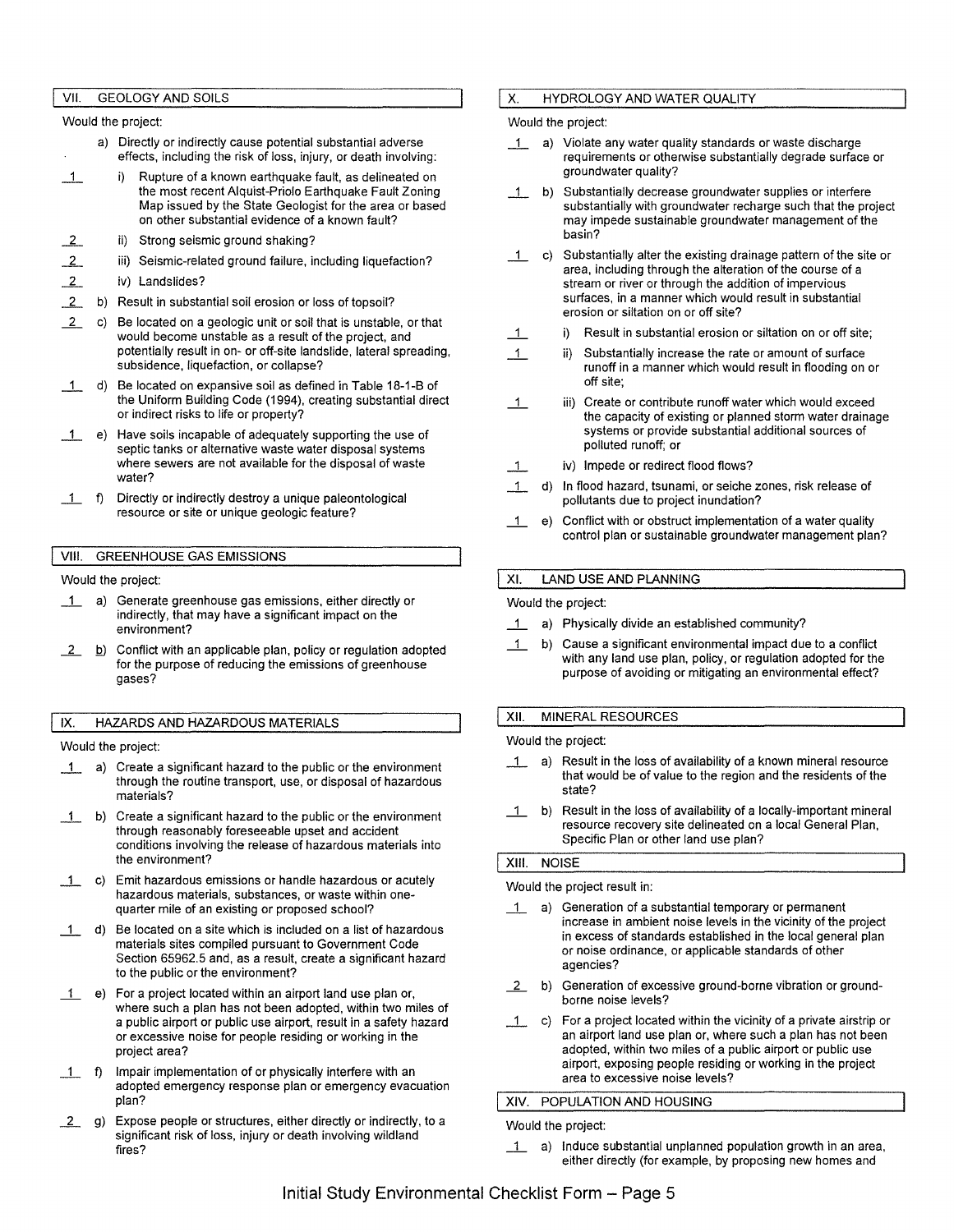## VII. GEOLOGY AND SOILS

Would the project:

a) Directly or indirectly cause potential substantial adverse effects, including the risk of loss, injury, or death involving:

_1_ i) Rupture of a known earthquake fault, as delineated on the most recent Alquist-Priolo Earthquake Fault Zoning Map issued by the State Geologist for the area or based on other substantial evidence of a known fault?

_2_ ii) Strong seismic ground shaking?

_2_ iii) Seismic-related ground failure, including liquefaction?

_2_ iv) Landslides?

_2_ b) Result in substantial soil erosion or loss of topsoil?

_2_ c) Be located on a geologic unit or soil that is unstable, or that would become unstable as a result of the project, and potentially result in on- or off-site landslide, lateral spreading, subsidence, liquefaction, or collapse?

_1_ d) Be located on expansive soil as defined in Table 18-1-B of the Uniform Building Code (1994), creating substantial direct or indirect risks to life or property?

_1_ e) Have soils incapable of adequately supporting the use of septic tanks or alternative waste water disposal systems where sewers are not available for the disposal of waste water?

_1_ f) Directly or indirectly destroy a unique paleontological resource or site or unique geologic feature?

## VIII. GREENHOUSE GAS EMISSIONS

Would the project:

_1_ a) Generate greenhouse gas emissions, either directly or indirectly, that may have a significant impact on the environment?

_2_ b) Conflict with an applicable plan, policy or regulation adopted for the purpose of reducing the emissions of greenhouse gases?

## IX. HAZARDS AND HAZARDOUS MATERIALS

Would the project:

_1_ a) Create a significant hazard to the public or the environment through the routine transport, use, or disposal of hazardous materials?

_1_ b) Create a significant hazard to the public or the environment through reasonably foreseeable upset and accident conditions involving the release of hazardous materials into the environment?

_1_ c) Emit hazardous emissions or handle hazardous or acutely hazardous materials, substances, or waste within one-quarter mile of an existing or proposed school?

_1_ d) Be located on a site which is included on a list of hazardous materials sites compiled pursuant to Government Code Section 65962.5 and, as a result, create a significant hazard to the public or the environment?

_1_ e) For a project located within an airport land use plan or, where such a plan has not been adopted, within two miles of a public airport or public use airport, result in a safety hazard or excessive noise for people residing or working in the project area?

_1_ f) Impair implementation of or physically interfere with an adopted emergency response plan or emergency evacuation plan?

_2_ g) Expose people or structures, either directly or indirectly, to a significant risk of loss, injury or death involving wildland fires?

## X. HYDROLOGY AND WATER QUALITY

Would the project:

_1_ a) Violate any water quality standards or waste discharge requirements or otherwise substantially degrade surface or groundwater quality?

_1_ b) Substantially decrease groundwater supplies or interfere substantially with groundwater recharge such that the project may impede sustainable groundwater management of the basin?

_1_ c) Substantially alter the existing drainage pattern of the site or area, including through the alteration of the course of a stream or river or through the addition of impervious surfaces, in a manner which would result in substantial erosion or siltation on or off site?

_1_ i) Result in substantial erosion or siltation on or off site;

_1_ ii) Substantially increase the rate or amount of surface runoff in a manner which would result in flooding on or off site;

_1_ iii) Create or contribute runoff water which would exceed the capacity of existing or planned storm water drainage systems or provide substantial additional sources of polluted runoff; or

_1_ iv) Impede or redirect flood flows?

_1_ d) In flood hazard, tsunami, or seiche zones, risk release of pollutants due to project inundation?

_1_ e) Conflict with or obstruct implementation of a water quality control plan or sustainable groundwater management plan?

## XI. LAND USE AND PLANNING

Would the project:

_1_ a) Physically divide an established community?

_1_ b) Cause a significant environmental impact due to a conflict with any land use plan, policy, or regulation adopted for the purpose of avoiding or mitigating an environmental effect?

## XII. MINERAL RESOURCES

Would the project:

_1_ a) Result in the loss of availability of a known mineral resource that would be of value to the region and the residents of the state?

_1_ b) Result in the loss of availability of a locally-important mineral resource recovery site delineated on a local General Plan, Specific Plan or other land use plan?

## XIII. NOISE

Would the project result in:

_1_ a) Generation of a substantial temporary or permanent increase in ambient noise levels in the vicinity of the project in excess of standards established in the local general plan or noise ordinance, or applicable standards of other agencies?

_2_ b) Generation of excessive ground-borne vibration or ground-borne noise levels?

_1_ c) For a project located within the vicinity of a private airstrip or an airport land use plan or, where such a plan has not been adopted, within two miles of a public airport or public use airport, exposing people residing or working in the project area to excessive noise levels?

## XIV. POPULATION AND HOUSING

Would the project:

_1_ a) Induce substantial unplanned population growth in an area, either directly (for example, by proposing new homes and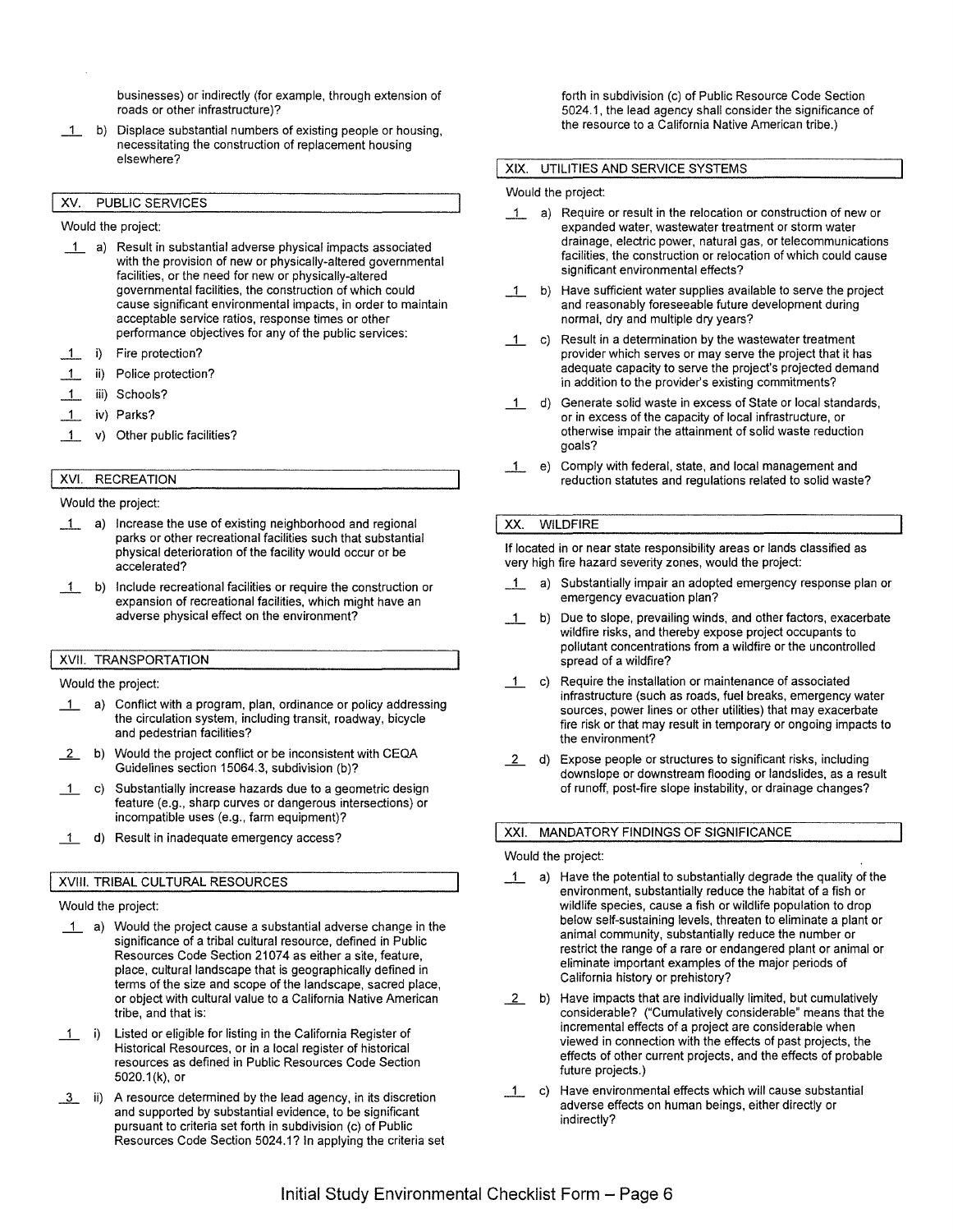businesses) or indirectly (for example, through extension of roads or other infrastructure)?

_1_ b) Displace substantial numbers of existing people or housing, necessitating the construction of replacement housing elsewhere?

## XV. PUBLIC SERVICES

Would the project:

_1_ a) Result in substantial adverse physical impacts associated with the provision of new or physically-altered governmental facilities, or the need for new or physically-altered governmental facilities, the construction of which could cause significant environmental impacts, in order to maintain acceptable service ratios, response times or other performance objectives for any of the public services:

_1_ i) Fire protection?

_1_ ii) Police protection?

_1_ iii) Schools?

_1_ iv) Parks?

_1_ v) Other public facilities?

## XVI. RECREATION

Would the project:

_1_ a) Increase the use of existing neighborhood and regional parks or other recreational facilities such that substantial physical deterioration of the facility would occur or be accelerated?

_1_ b) Include recreational facilities or require the construction or expansion of recreational facilities, which might have an adverse physical effect on the environment?

## XVII. TRANSPORTATION

Would the project:

_1_ a) Conflict with a program, plan, ordinance or policy addressing the circulation system, including transit, roadway, bicycle and pedestrian facilities?

_2_ b) Would the project conflict or be inconsistent with CEQA Guidelines section 15064.3, subdivision (b)?

_1_ c) Substantially increase hazards due to a geometric design feature (e.g., sharp curves or dangerous intersections) or incompatible uses (e.g., farm equipment)?

_1_ d) Result in inadequate emergency access?

## XVIII. TRIBAL CULTURAL RESOURCES

Would the project:

_1_ a) Would the project cause a substantial adverse change in the significance of a tribal cultural resource, defined in Public Resources Code Section 21074 as either a site, feature, place, cultural landscape that is geographically defined in terms of the size and scope of the landscape, sacred place, or object with cultural value to a California Native American tribe, and that is:

_1_ i) Listed or eligible for listing in the California Register of Historical Resources, or in a local register of historical resources as defined in Public Resources Code Section 5020.1(k), or

_3_ ii) A resource determined by the lead agency, in its discretion and supported by substantial evidence, to be significant pursuant to criteria set forth in subdivision (c) of Public Resources Code Section 5024.1? In applying the criteria set forth in subdivision (c) of Public Resource Code Section 5024.1, the lead agency shall consider the significance of the resource to a California Native American tribe.)

## XIX. UTILITIES AND SERVICE SYSTEMS

Would the project:

_1_ a) Require or result in the relocation or construction of new or expanded water, wastewater treatment or storm water drainage, electric power, natural gas, or telecommunications facilities, the construction or relocation of which could cause significant environmental effects?

_1_ b) Have sufficient water supplies available to serve the project and reasonably foreseeable future development during normal, dry and multiple dry years?

_1_ c) Result in a determination by the wastewater treatment provider which serves or may serve the project that it has adequate capacity to serve the project's projected demand in addition to the provider's existing commitments?

_1_ d) Generate solid waste in excess of State or local standards, or in excess of the capacity of local infrastructure, or otherwise impair the attainment of solid waste reduction goals?

_1_ e) Comply with federal, state, and local management and reduction statutes and regulations related to solid waste?

## XX. WILDFIRE

If located in or near state responsibility areas or lands classified as very high fire hazard severity zones, would the project:

_1_ a) Substantially impair an adopted emergency response plan or emergency evacuation plan?

_1_ b) Due to slope, prevailing winds, and other factors, exacerbate wildfire risks, and thereby expose project occupants to pollutant concentrations from a wildfire or the uncontrolled spread of a wildfire?

_1_ c) Require the installation or maintenance of associated infrastructure (such as roads, fuel breaks, emergency water sources, power lines or other utilities) that may exacerbate fire risk or that may result in temporary or ongoing impacts to the environment?

_2_ d) Expose people or structures to significant risks, including downslope or downstream flooding or landslides, as a result of runoff, post-fire slope instability, or drainage changes?

## XXI. MANDATORY FINDINGS OF SIGNIFICANCE

Would the project:

_1_ a) Have the potential to substantially degrade the quality of the environment, substantially reduce the habitat of a fish or wildlife species, cause a fish or wildlife population to drop below self-sustaining levels, threaten to eliminate a plant or animal community, substantially reduce the number or restrict the range of a rare or endangered plant or animal or eliminate important examples of the major periods of California history or prehistory?

_2_ b) Have impacts that are individually limited, but cumulatively considerable? ("Cumulatively considerable" means that the incremental effects of a project are considerable when viewed in connection with the effects of past projects, the effects of other current projects, and the effects of probable future projects.)

_1_ c) Have environmental effects which will cause substantial adverse effects on human beings, either directly or indirectly?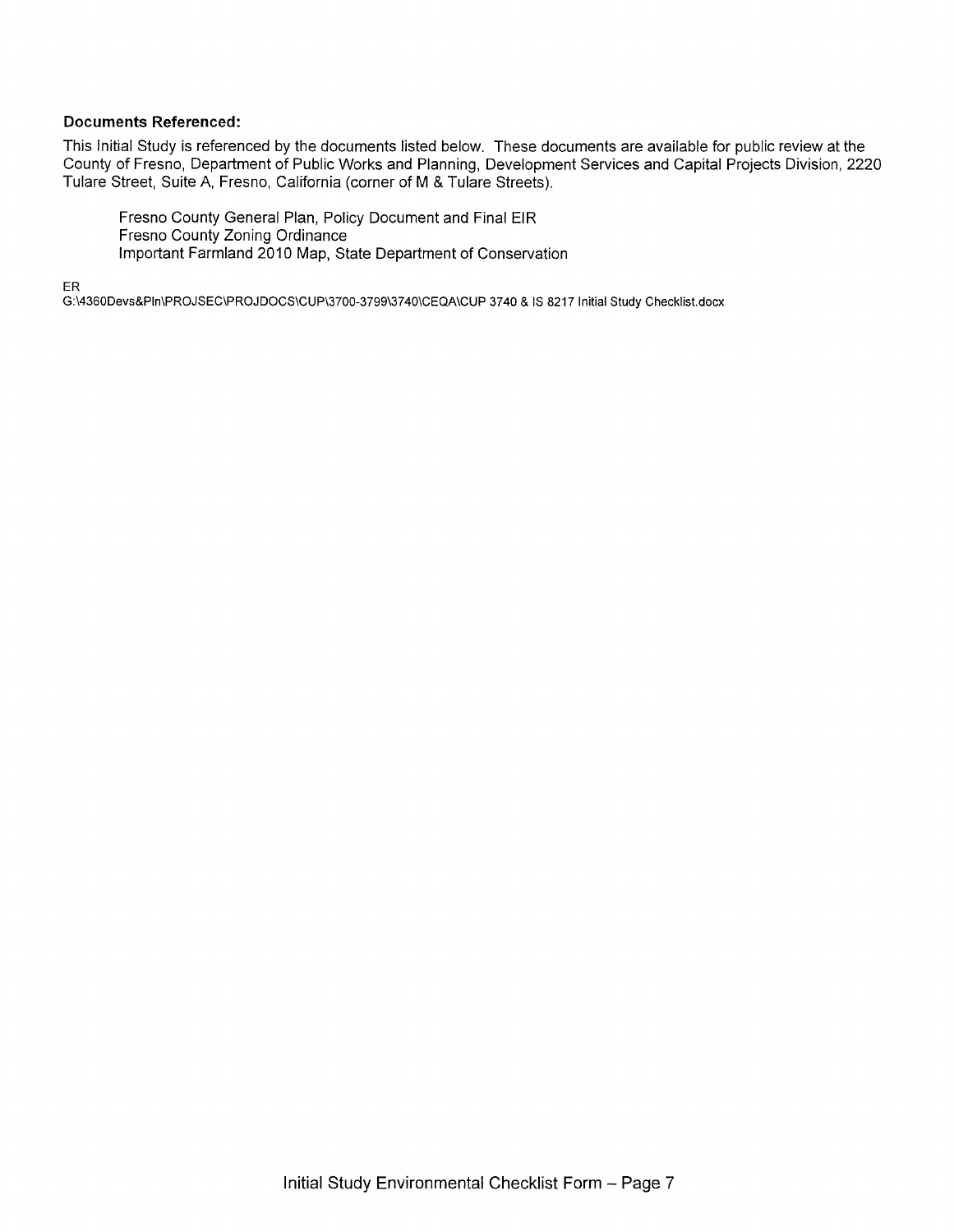**Documents Referenced:**

This Initial Study is referenced by the documents listed below. These documents are available for public review at the County of Fresno, Department of Public Works and Planning, Development Services and Capital Projects Division, 2220 Tulare Street, Suite A, Fresno, California (corner of M & Tulare Streets).

Fresno County General Plan, Policy Document and Final EIR
Fresno County Zoning Ordinance
Important Farmland 2010 Map, State Department of Conservation

ER
G:\4360Devs&Pln\PROJSEC\PROJDOCS\CUP\3700-3799\3740\CEQA\CUP 3740 & IS 8217 Initial Study Checklist.docx